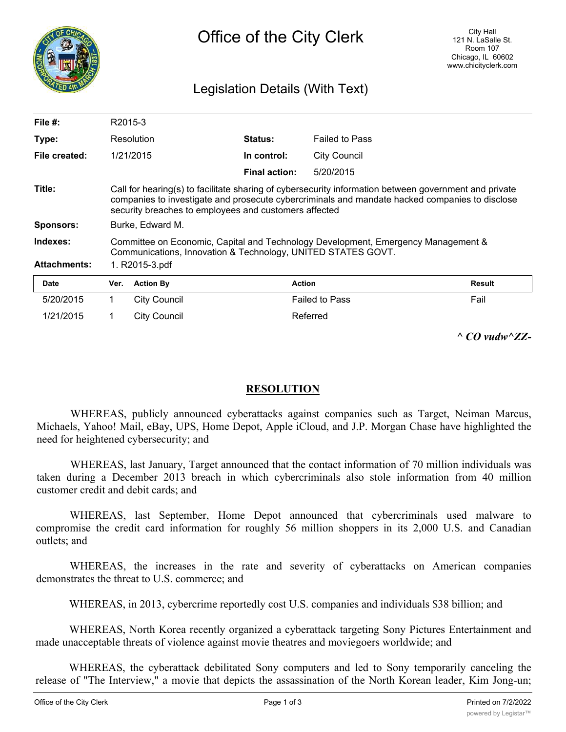# Office of the City Clerk

City Hall
121 N. LaSalle St.
Room 107
Chicago, IL 60602
www.chicityclerk.com

## Legislation Details (With Text)

| | | | |
|---|---|---|---|
| **File #:** | R2015-3 | | |
| **Type:** | Resolution | **Status:** | Failed to Pass |
| **File created:** | 1/21/2015 | **In control:** | City Council |
| | | **Final action:** | 5/20/2015 |

**Title:** Call for hearing(s) to facilitate sharing of cybersecurity information between government and private companies to investigate and prosecute cybercriminals and mandate hacked companies to disclose security breaches to employees and customers affected

**Sponsors:** Burke, Edward M.

**Indexes:** Committee on Economic, Capital and Technology Development, Emergency Management & Communications, Innovation & Technology, UNITED STATES GOVT.

**Attachments:** 1. R2015-3.pdf

| Date | Ver. | Action By | Action | Result |
|---|---|---|---|---|
| 5/20/2015 | 1 | City Council | Failed to Pass | Fail |
| 1/21/2015 | 1 | City Council | Referred | |

*^ CO vudw^ZZ-*

## RESOLUTION

WHEREAS, publicly announced cyberattacks against companies such as Target, Neiman Marcus, Michaels, Yahoo! Mail, eBay, UPS, Home Depot, Apple iCloud, and J.P. Morgan Chase have highlighted the need for heightened cybersecurity; and

WHEREAS, last January, Target announced that the contact information of 70 million individuals was taken during a December 2013 breach in which cybercriminals also stole information from 40 million customer credit and debit cards; and

WHEREAS, last September, Home Depot announced that cybercriminals used malware to compromise the credit card information for roughly 56 million shoppers in its 2,000 U.S. and Canadian outlets; and

WHEREAS, the increases in the rate and severity of cyberattacks on American companies demonstrates the threat to U.S. commerce; and

WHEREAS, in 2013, cybercrime reportedly cost U.S. companies and individuals $38 billion; and

WHEREAS, North Korea recently organized a cyberattack targeting Sony Pictures Entertainment and made unacceptable threats of violence against movie theatres and moviegoers worldwide; and

WHEREAS, the cyberattack debilitated Sony computers and led to Sony temporarily canceling the release of "The Interview," a movie that depicts the assassination of the North Korean leader, Kim Jong-un;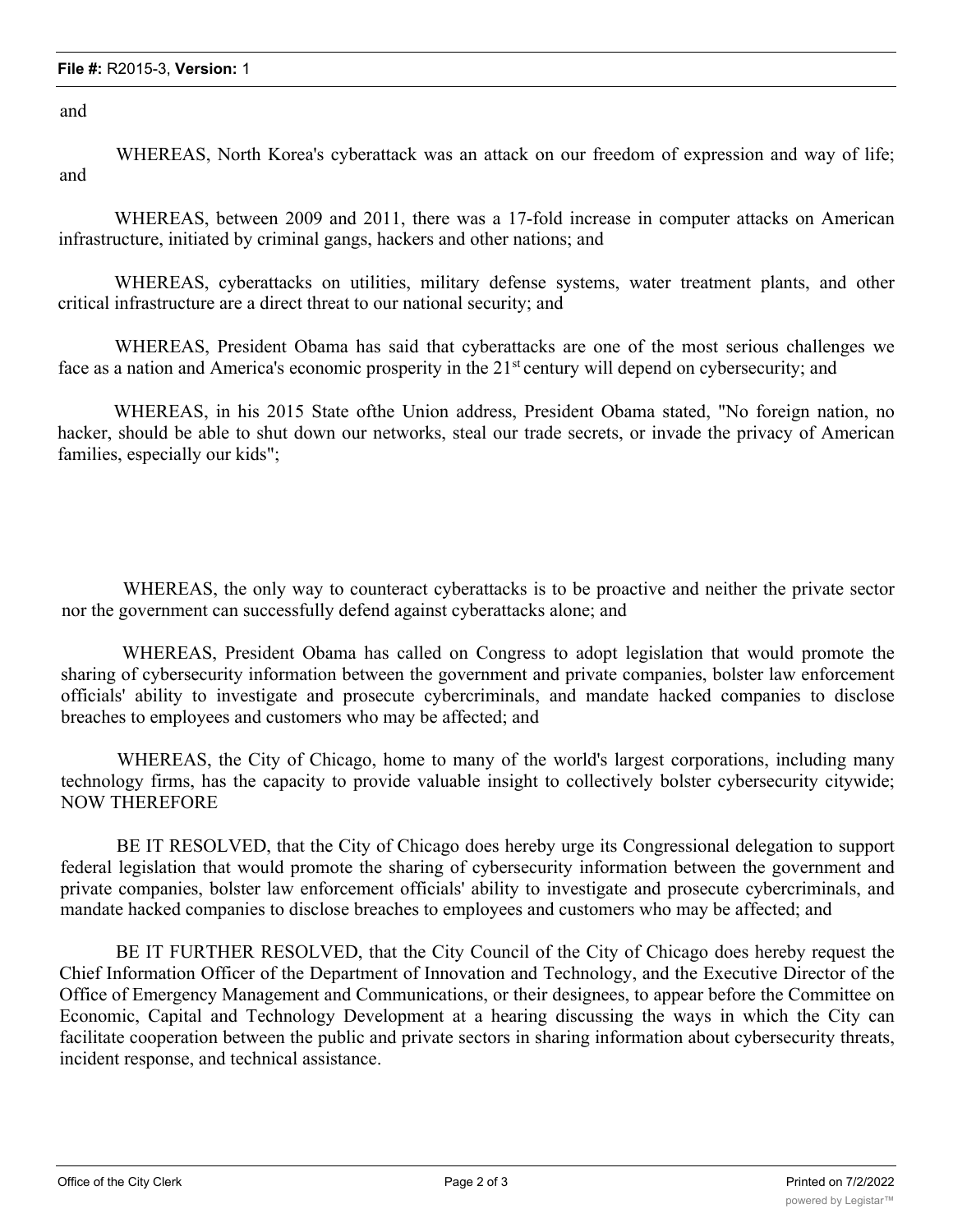and

WHEREAS, North Korea's cyberattack was an attack on our freedom of expression and way of life; and

WHEREAS, between 2009 and 2011, there was a 17-fold increase in computer attacks on American infrastructure, initiated by criminal gangs, hackers and other nations; and

WHEREAS, cyberattacks on utilities, military defense systems, water treatment plants, and other critical infrastructure are a direct threat to our national security; and

WHEREAS, President Obama has said that cyberattacks are one of the most serious challenges we face as a nation and America's economic prosperity in the 21st century will depend on cybersecurity; and

WHEREAS, in his 2015 State ofthe Union address, President Obama stated, "No foreign nation, no hacker, should be able to shut down our networks, steal our trade secrets, or invade the privacy of American families, especially our kids";

WHEREAS, the only way to counteract cyberattacks is to be proactive and neither the private sector nor the government can successfully defend against cyberattacks alone; and

WHEREAS, President Obama has called on Congress to adopt legislation that would promote the sharing of cybersecurity information between the government and private companies, bolster law enforcement officials' ability to investigate and prosecute cybercriminals, and mandate hacked companies to disclose breaches to employees and customers who may be affected; and

WHEREAS, the City of Chicago, home to many of the world's largest corporations, including many technology firms, has the capacity to provide valuable insight to collectively bolster cybersecurity citywide; NOW THEREFORE

BE IT RESOLVED, that the City of Chicago does hereby urge its Congressional delegation to support federal legislation that would promote the sharing of cybersecurity information between the government and private companies, bolster law enforcement officials' ability to investigate and prosecute cybercriminals, and mandate hacked companies to disclose breaches to employees and customers who may be affected; and

BE IT FURTHER RESOLVED, that the City Council of the City of Chicago does hereby request the Chief Information Officer of the Department of Innovation and Technology, and the Executive Director of the Office of Emergency Management and Communications, or their designees, to appear before the Committee on Economic, Capital and Technology Development at a hearing discussing the ways in which the City can facilitate cooperation between the public and private sectors in sharing information about cybersecurity threats, incident response, and technical assistance.